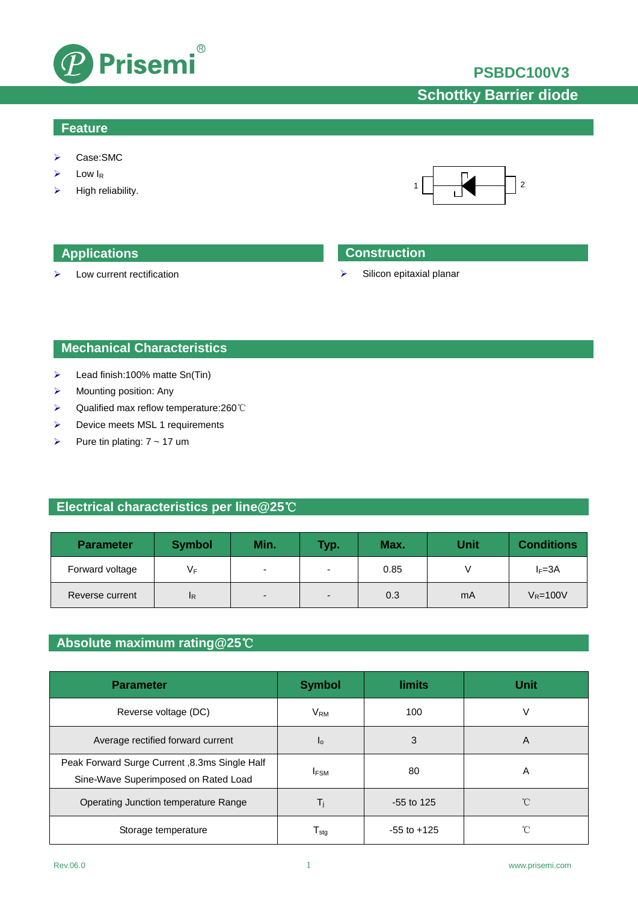# PSBDC100V3

## Schottky Barrier diode

## Feature

- Case:SMC
- Low $I_R$
- High reliability.

1 2

## Applications

- Low current rectification

## Construction

- Silicon epitaxial planar

## Mechanical Characteristics

- Lead finish:100% matte Sn(Tin)
- Mounting position: Any
- Qualified max reflow temperature:260℃
- Device meets MSL 1 requirements
- Pure tin plating: 7 ~ 17 um

## Electrical characteristics per line@25℃

| Parameter | Symbol | Min. | Typ. | Max. | Unit | Conditions |
|---|---|---|---|---|---|---|
| Forward voltage | $V_F$ | - | - | 0.85 | V | $I_F$=3A |
| Reverse current | $I_R$ | - | - | 0.3 | mA | $V_R$=100V |

## Absolute maximum rating@25℃

| Parameter | Symbol | limits | Unit |
|---|---|---|---|
| Reverse voltage (DC) | $V_{RM}$ | 100 | V |
| Average rectified forward current | $I_o$ | 3 | A |
| Peak Forward Surge Current ,8.3ms Single Half Sine-Wave Superimposed on Rated Load | $I_{FSM}$ | 80 | A |
| Operating Junction temperature Range | $T_j$ | -55 to 125 | ℃ |
| Storage temperature | $T_{stg}$ | -55 to +125 | ℃ |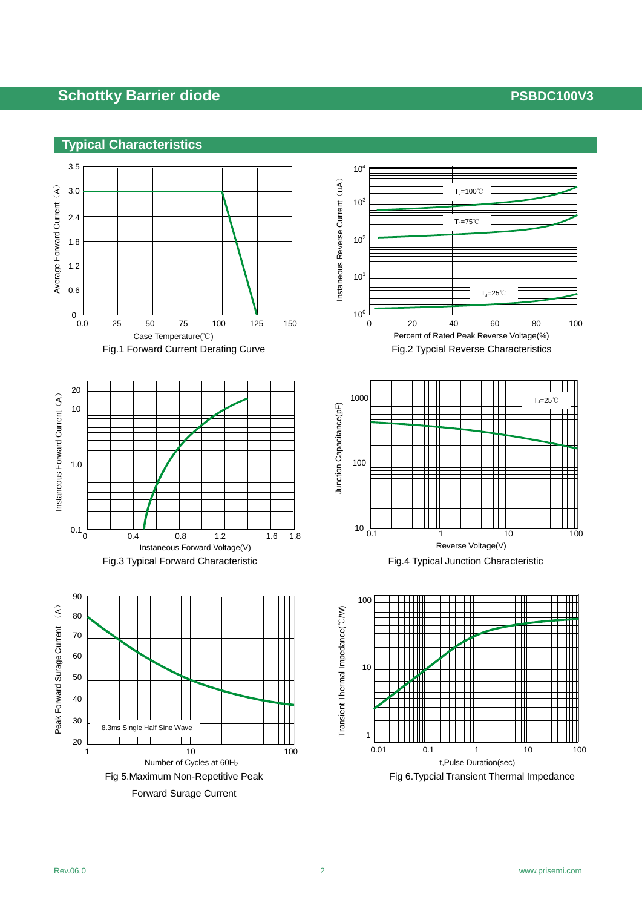## Typical Characteristics

Fig.1 Forward Current Derating Curve

Fig.2 Typcial Reverse Characteristics

Fig.3 Typical Forward Characteristic

Fig.4 Typical Junction Characteristic

Fig 5.Maximum Non-Repetitive Peak Forward Surage Current

Fig 6.Typcial Transient Thermal Impedance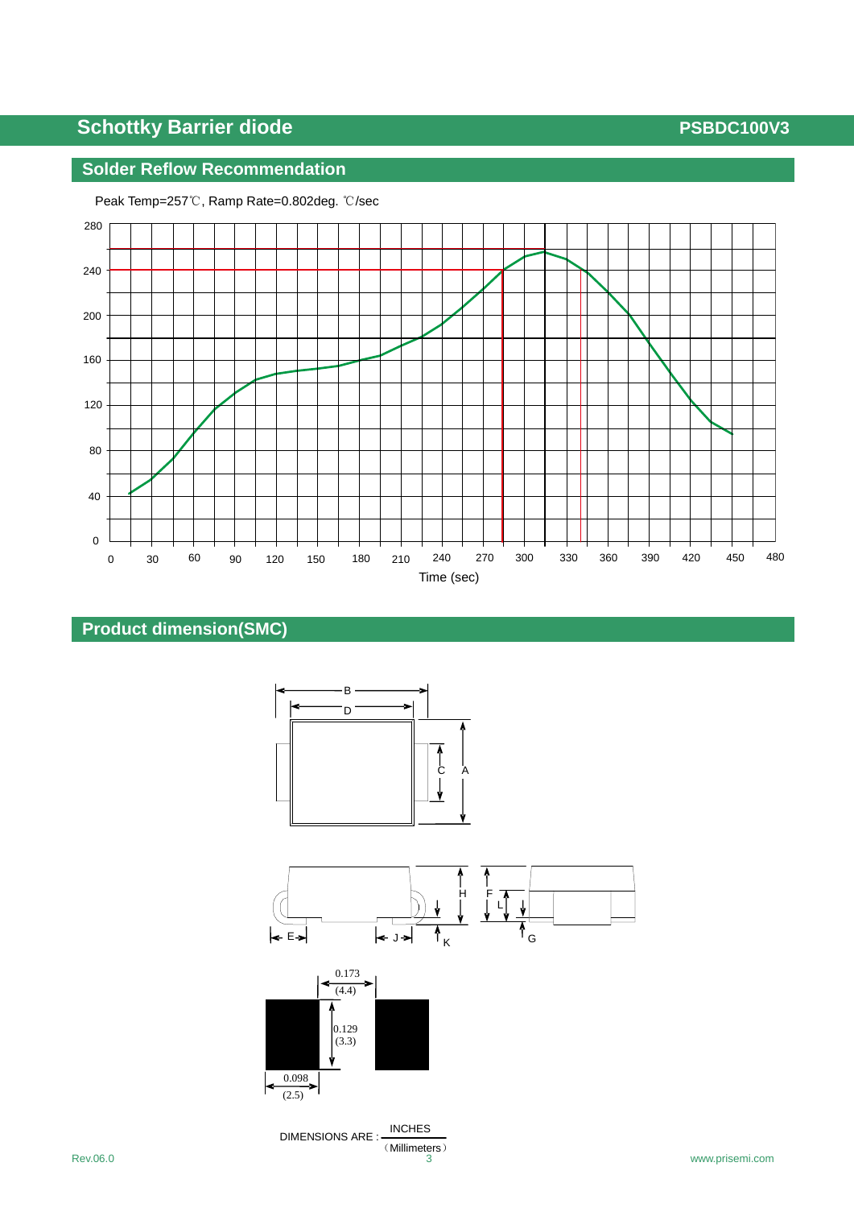## Solder Reflow Recommendation

Peak Temp=257℃, Ramp Rate=0.802deg. ℃/sec

Time (sec)

## Product dimension(SMC)

DIMENSIONS ARE : INCHES (Millimeters)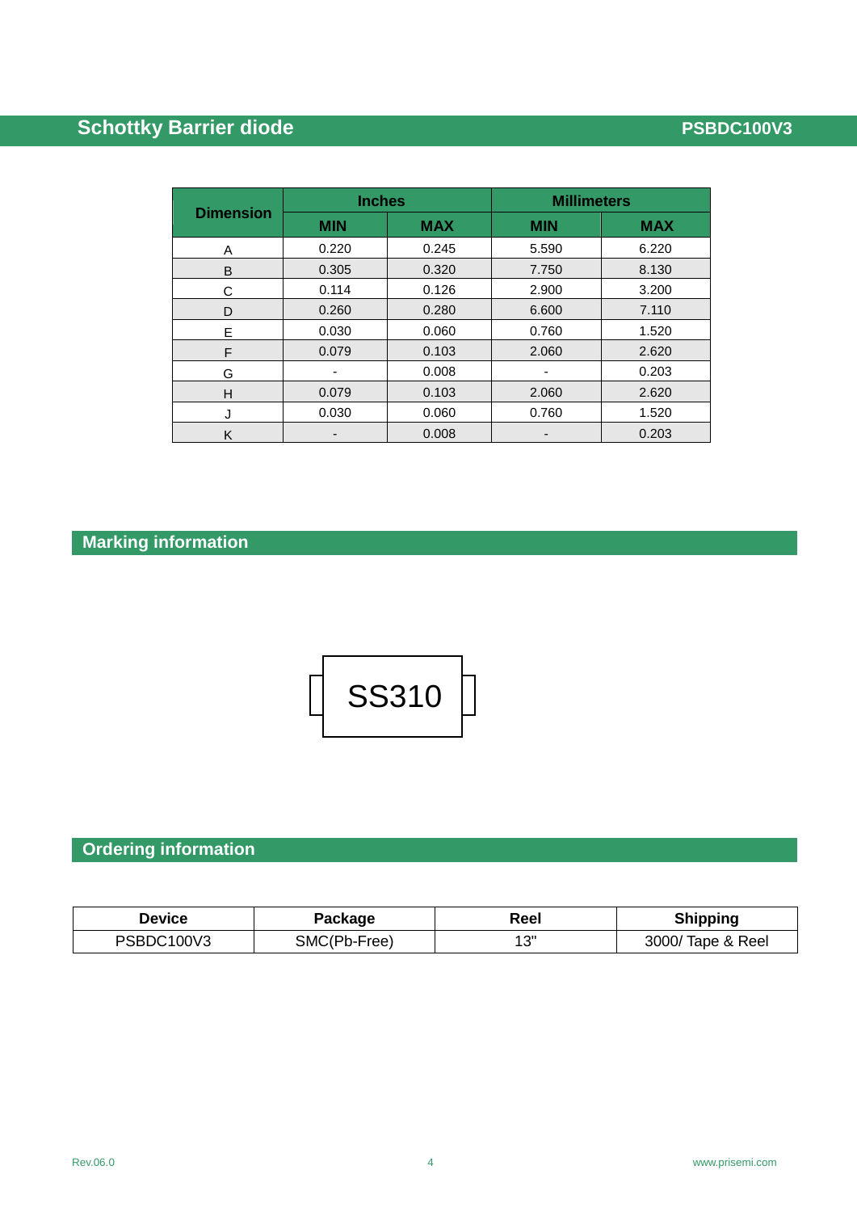| Dimension | Inches | | Millimeters | |
|---|---|---|---|---|
| | MIN | MAX | MIN | MAX |
| A | 0.220 | 0.245 | 5.590 | 6.220 |
| B | 0.305 | 0.320 | 7.750 | 8.130 |
| C | 0.114 | 0.126 | 2.900 | 3.200 |
| D | 0.260 | 0.280 | 6.600 | 7.110 |
| E | 0.030 | 0.060 | 0.760 | 1.520 |
| F | 0.079 | 0.103 | 2.060 | 2.620 |
| G | - | 0.008 | - | 0.203 |
| H | 0.079 | 0.103 | 2.060 | 2.620 |
| J | 0.030 | 0.060 | 0.760 | 1.520 |
| K | - | 0.008 | - | 0.203 |

## Marking information

SS310

## Ordering information

| Device | Package | Reel | Shipping |
|---|---|---|---|
| PSBDC100V3 | SMC(Pb-Free) | 13" | 3000/ Tape & Reel |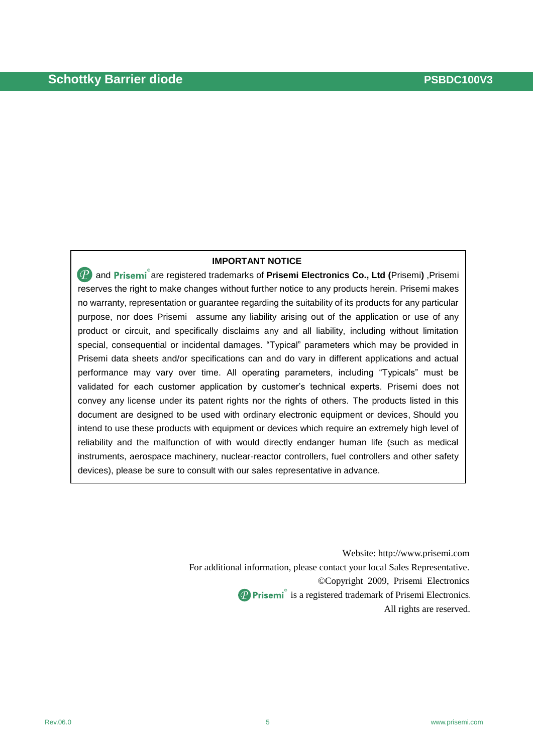## IMPORTANT NOTICE

and **Prisemi** are registered trademarks of **Prisemi Electronics Co., Ltd (**Prisemi**)** ,Prisemi reserves the right to make changes without further notice to any products herein. Prisemi makes no warranty, representation or guarantee regarding the suitability of its products for any particular purpose, nor does Prisemi assume any liability arising out of the application or use of any product or circuit, and specifically disclaims any and all liability, including without limitation special, consequential or incidental damages. "Typical" parameters which may be provided in Prisemi data sheets and/or specifications can and do vary in different applications and actual performance may vary over time. All operating parameters, including "Typicals" must be validated for each customer application by customer's technical experts. Prisemi does not convey any license under its patent rights nor the rights of others. The products listed in this document are designed to be used with ordinary electronic equipment or devices, Should you intend to use these products with equipment or devices which require an extremely high level of reliability and the malfunction of with would directly endanger human life (such as medical instruments, aerospace machinery, nuclear-reactor controllers, fuel controllers and other safety devices), please be sure to consult with our sales representative in advance.

Website: http://www.prisemi.com

For additional information, please contact your local Sales Representative.

©Copyright 2009, Prisemi Electronics

Prisemi is a registered trademark of Prisemi Electronics.

All rights are reserved.